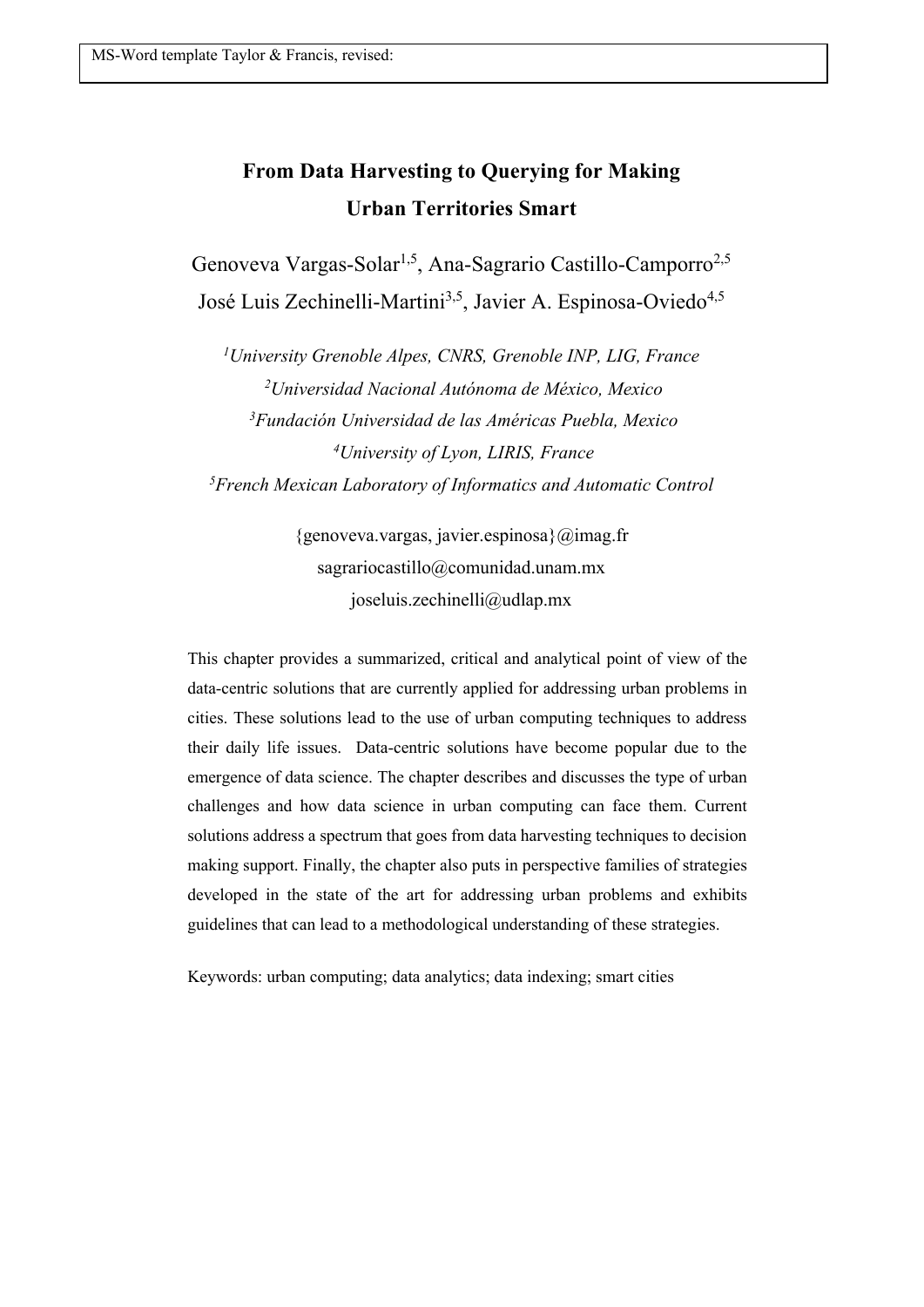# From Data Harvesting to Querying for Making Urban Territories Smart

Genoveva Vargas-Solar[1,5], Ana-Sagrario Castillo-Camporro[2,5]
José Luis Zechinelli-Martini[3,5], Javier A. Espinosa-Oviedo[4,5]

[1]*University Grenoble Alpes, CNRS, Grenoble INP, LIG, France*
[2]*Universidad Nacional Autónoma de México, Mexico*
[3]*Fundación Universidad de las Américas Puebla, Mexico*
[4]*University of Lyon, LIRIS, France*
[5]*French Mexican Laboratory of Informatics and Automatic Control*

{genoveva.vargas, javier.espinosa}@imag.fr
sagrariocastillo@comunidad.unam.mx
joseluis.zechinelli@udlap.mx

This chapter provides a summarized, critical and analytical point of view of the data-centric solutions that are currently applied for addressing urban problems in cities. These solutions lead to the use of urban computing techniques to address their daily life issues. Data-centric solutions have become popular due to the emergence of data science. The chapter describes and discusses the type of urban challenges and how data science in urban computing can face them. Current solutions address a spectrum that goes from data harvesting techniques to decision making support. Finally, the chapter also puts in perspective families of strategies developed in the state of the art for addressing urban problems and exhibits guidelines that can lead to a methodological understanding of these strategies.

Keywords: urban computing; data analytics; data indexing; smart cities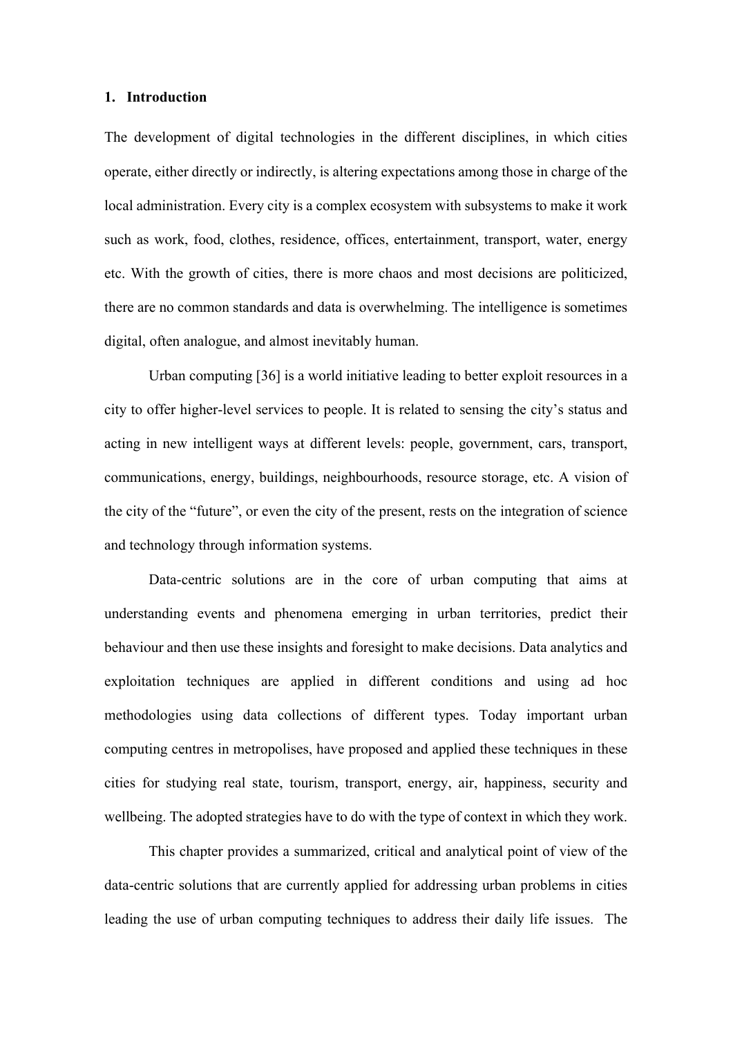## 1. Introduction

The development of digital technologies in the different disciplines, in which cities operate, either directly or indirectly, is altering expectations among those in charge of the local administration. Every city is a complex ecosystem with subsystems to make it work such as work, food, clothes, residence, offices, entertainment, transport, water, energy etc. With the growth of cities, there is more chaos and most decisions are politicized, there are no common standards and data is overwhelming. The intelligence is sometimes digital, often analogue, and almost inevitably human.

Urban computing [36] is a world initiative leading to better exploit resources in a city to offer higher-level services to people. It is related to sensing the city's status and acting in new intelligent ways at different levels: people, government, cars, transport, communications, energy, buildings, neighbourhoods, resource storage, etc. A vision of the city of the "future", or even the city of the present, rests on the integration of science and technology through information systems.

Data-centric solutions are in the core of urban computing that aims at understanding events and phenomena emerging in urban territories, predict their behaviour and then use these insights and foresight to make decisions. Data analytics and exploitation techniques are applied in different conditions and using ad hoc methodologies using data collections of different types. Today important urban computing centres in metropolises, have proposed and applied these techniques in these cities for studying real state, tourism, transport, energy, air, happiness, security and wellbeing. The adopted strategies have to do with the type of context in which they work.

This chapter provides a summarized, critical and analytical point of view of the data-centric solutions that are currently applied for addressing urban problems in cities leading the use of urban computing techniques to address their daily life issues. The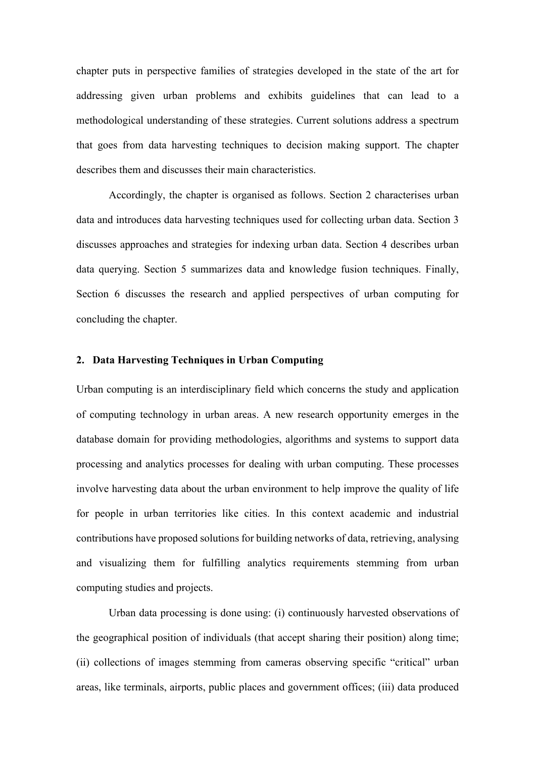chapter puts in perspective families of strategies developed in the state of the art for addressing given urban problems and exhibits guidelines that can lead to a methodological understanding of these strategies. Current solutions address a spectrum that goes from data harvesting techniques to decision making support. The chapter describes them and discusses their main characteristics.

Accordingly, the chapter is organised as follows. Section 2 characterises urban data and introduces data harvesting techniques used for collecting urban data. Section 3 discusses approaches and strategies for indexing urban data. Section 4 describes urban data querying. Section 5 summarizes data and knowledge fusion techniques. Finally, Section 6 discusses the research and applied perspectives of urban computing for concluding the chapter.

## 2. Data Harvesting Techniques in Urban Computing

Urban computing is an interdisciplinary field which concerns the study and application of computing technology in urban areas. A new research opportunity emerges in the database domain for providing methodologies, algorithms and systems to support data processing and analytics processes for dealing with urban computing. These processes involve harvesting data about the urban environment to help improve the quality of life for people in urban territories like cities. In this context academic and industrial contributions have proposed solutions for building networks of data, retrieving, analysing and visualizing them for fulfilling analytics requirements stemming from urban computing studies and projects.

Urban data processing is done using: (i) continuously harvested observations of the geographical position of individuals (that accept sharing their position) along time; (ii) collections of images stemming from cameras observing specific "critical" urban areas, like terminals, airports, public places and government offices; (iii) data produced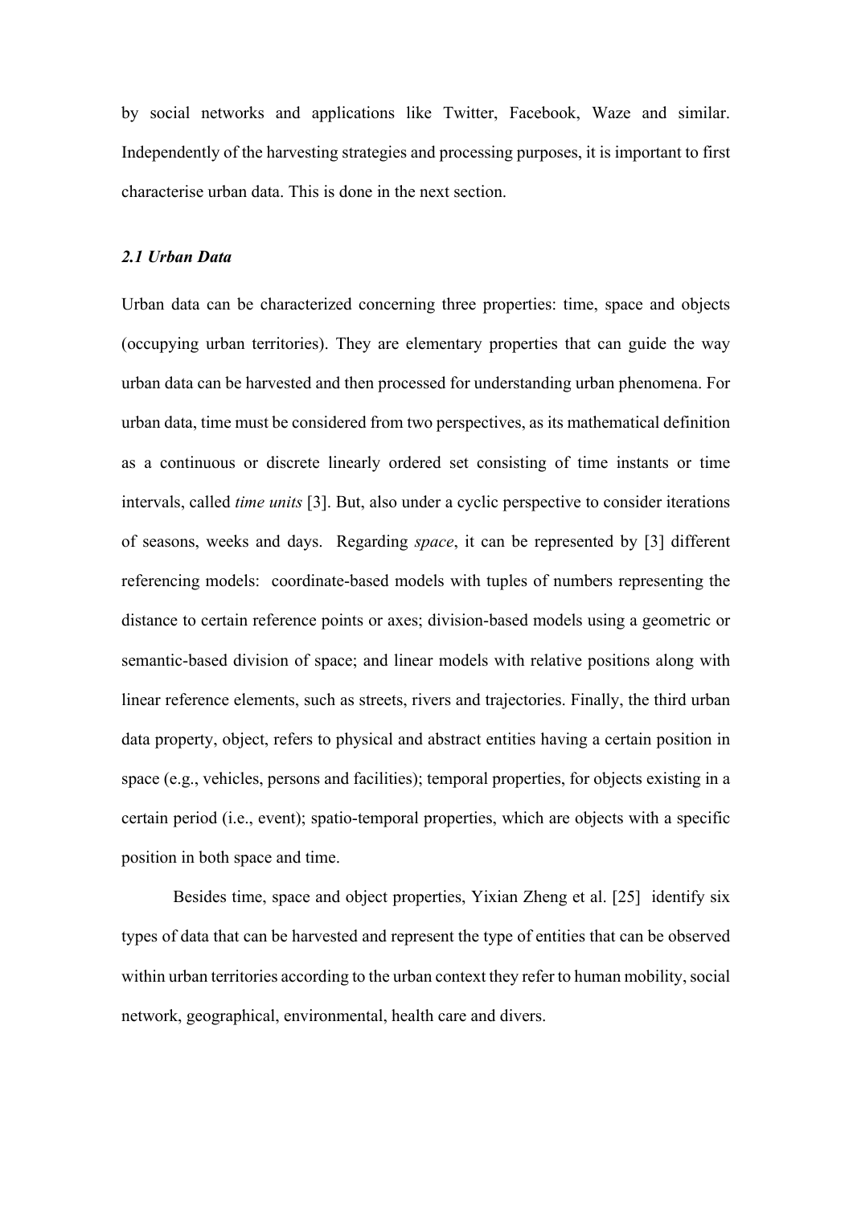by social networks and applications like Twitter, Facebook, Waze and similar. Independently of the harvesting strategies and processing purposes, it is important to first characterise urban data. This is done in the next section.

### *2.1 Urban Data*

Urban data can be characterized concerning three properties: time, space and objects (occupying urban territories). They are elementary properties that can guide the way urban data can be harvested and then processed for understanding urban phenomena. For urban data, time must be considered from two perspectives, as its mathematical definition as a continuous or discrete linearly ordered set consisting of time instants or time intervals, called *time units* [3]. But, also under a cyclic perspective to consider iterations of seasons, weeks and days. Regarding *space*, it can be represented by [3] different referencing models: coordinate-based models with tuples of numbers representing the distance to certain reference points or axes; division-based models using a geometric or semantic-based division of space; and linear models with relative positions along with linear reference elements, such as streets, rivers and trajectories. Finally, the third urban data property, object, refers to physical and abstract entities having a certain position in space (e.g., vehicles, persons and facilities); temporal properties, for objects existing in a certain period (i.e., event); spatio-temporal properties, which are objects with a specific position in both space and time.

Besides time, space and object properties, Yixian Zheng et al. [25] identify six types of data that can be harvested and represent the type of entities that can be observed within urban territories according to the urban context they refer to human mobility, social network, geographical, environmental, health care and divers.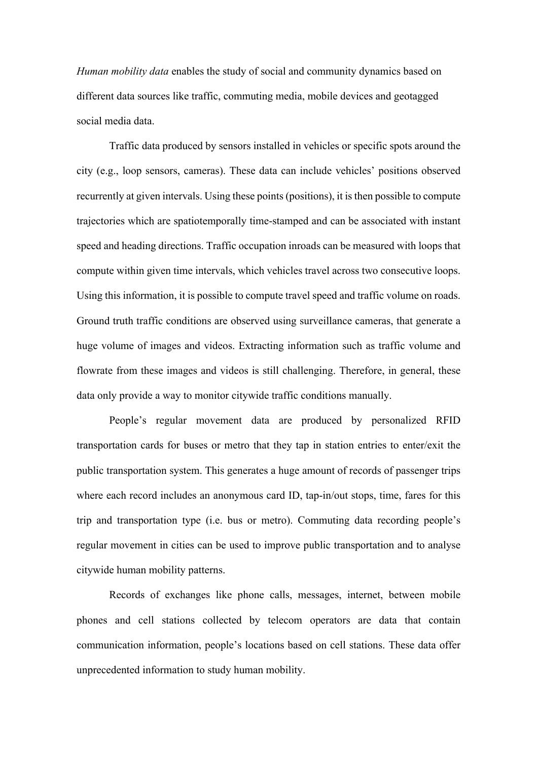*Human mobility data* enables the study of social and community dynamics based on different data sources like traffic, commuting media, mobile devices and geotagged social media data.

Traffic data produced by sensors installed in vehicles or specific spots around the city (e.g., loop sensors, cameras). These data can include vehicles' positions observed recurrently at given intervals. Using these points (positions), it is then possible to compute trajectories which are spatiotemporally time-stamped and can be associated with instant speed and heading directions. Traffic occupation inroads can be measured with loops that compute within given time intervals, which vehicles travel across two consecutive loops. Using this information, it is possible to compute travel speed and traffic volume on roads. Ground truth traffic conditions are observed using surveillance cameras, that generate a huge volume of images and videos. Extracting information such as traffic volume and flowrate from these images and videos is still challenging. Therefore, in general, these data only provide a way to monitor citywide traffic conditions manually.

People's regular movement data are produced by personalized RFID transportation cards for buses or metro that they tap in station entries to enter/exit the public transportation system. This generates a huge amount of records of passenger trips where each record includes an anonymous card ID, tap-in/out stops, time, fares for this trip and transportation type (i.e. bus or metro). Commuting data recording people's regular movement in cities can be used to improve public transportation and to analyse citywide human mobility patterns.

Records of exchanges like phone calls, messages, internet, between mobile phones and cell stations collected by telecom operators are data that contain communication information, people's locations based on cell stations. These data offer unprecedented information to study human mobility.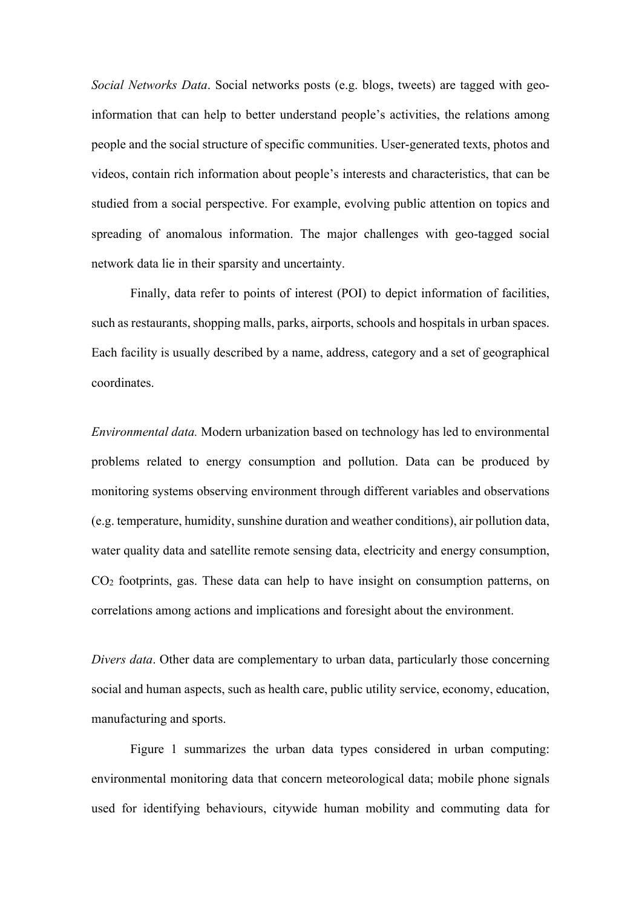*Social Networks Data*. Social networks posts (e.g. blogs, tweets) are tagged with geo-information that can help to better understand people's activities, the relations among people and the social structure of specific communities. User-generated texts, photos and videos, contain rich information about people's interests and characteristics, that can be studied from a social perspective. For example, evolving public attention on topics and spreading of anomalous information. The major challenges with geo-tagged social network data lie in their sparsity and uncertainty.

Finally, data refer to points of interest (POI) to depict information of facilities, such as restaurants, shopping malls, parks, airports, schools and hospitals in urban spaces. Each facility is usually described by a name, address, category and a set of geographical coordinates.

*Environmental data.* Modern urbanization based on technology has led to environmental problems related to energy consumption and pollution. Data can be produced by monitoring systems observing environment through different variables and observations (e.g. temperature, humidity, sunshine duration and weather conditions), air pollution data, water quality data and satellite remote sensing data, electricity and energy consumption, $CO_2$ footprints, gas. These data can help to have insight on consumption patterns, on correlations among actions and implications and foresight about the environment.

*Divers data*. Other data are complementary to urban data, particularly those concerning social and human aspects, such as health care, public utility service, economy, education, manufacturing and sports.

Figure 1 summarizes the urban data types considered in urban computing: environmental monitoring data that concern meteorological data; mobile phone signals used for identifying behaviours, citywide human mobility and commuting data for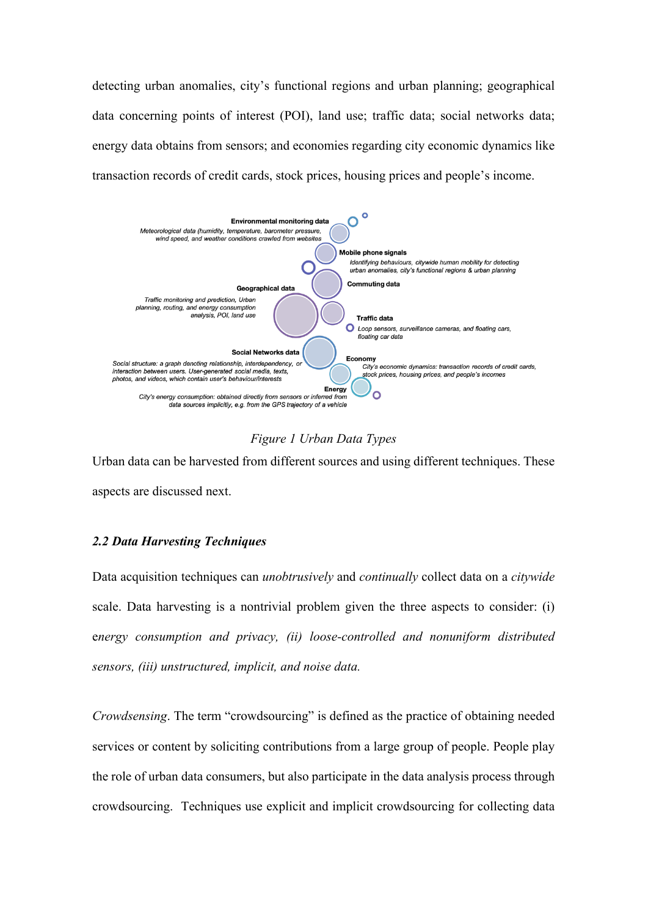detecting urban anomalies, city's functional regions and urban planning; geographical data concerning points of interest (POI), land use; traffic data; social networks data; energy data obtains from sensors; and economies regarding city economic dynamics like transaction records of credit cards, stock prices, housing prices and people's income.

*Figure 1 Urban Data Types*

Urban data can be harvested from different sources and using different techniques. These aspects are discussed next.

### *2.2 Data Harvesting Techniques*

Data acquisition techniques can *unobtrusively* and *continually* collect data on a *citywide* scale. Data harvesting is a nontrivial problem given the three aspects to consider: (i) e*nergy consumption and privacy, (ii) loose-controlled and nonuniform distributed sensors, (iii) unstructured, implicit, and noise data.*

*Crowdsensing*. The term "crowdsourcing" is defined as the practice of obtaining needed services or content by soliciting contributions from a large group of people. People play the role of urban data consumers, but also participate in the data analysis process through crowdsourcing. Techniques use explicit and implicit crowdsourcing for collecting data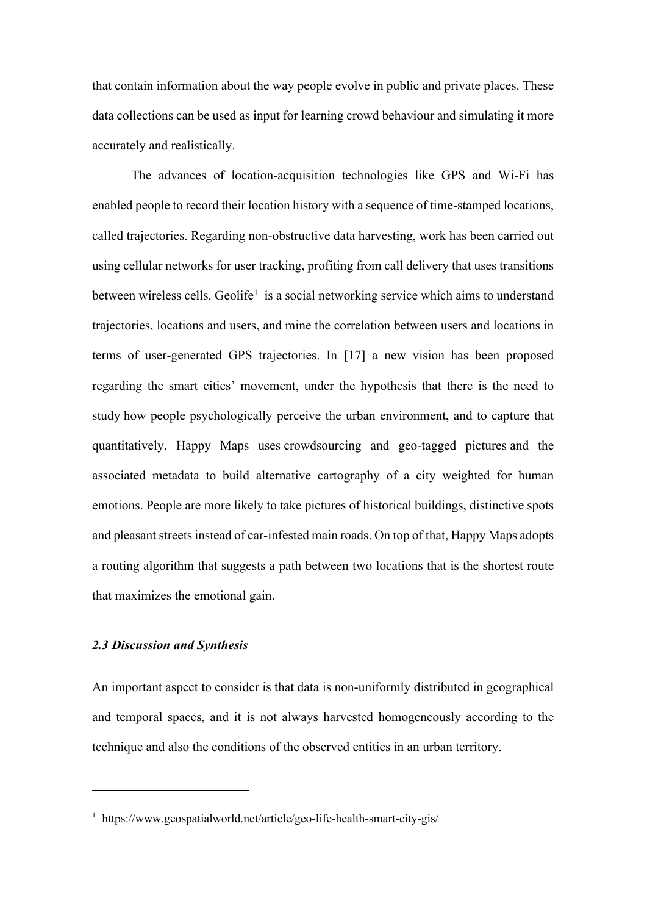that contain information about the way people evolve in public and private places. These data collections can be used as input for learning crowd behaviour and simulating it more accurately and realistically.

The advances of location-acquisition technologies like GPS and Wi-Fi has enabled people to record their location history with a sequence of time-stamped locations, called trajectories. Regarding non-obstructive data harvesting, work has been carried out using cellular networks for user tracking, profiting from call delivery that uses transitions between wireless cells. Geolife[1] is a social networking service which aims to understand trajectories, locations and users, and mine the correlation between users and locations in terms of user-generated GPS trajectories. In [17] a new vision has been proposed regarding the smart cities' movement, under the hypothesis that there is the need to study how people psychologically perceive the urban environment, and to capture that quantitatively. Happy Maps uses crowdsourcing and geo-tagged pictures and the associated metadata to build alternative cartography of a city weighted for human emotions. People are more likely to take pictures of historical buildings, distinctive spots and pleasant streets instead of car-infested main roads. On top of that, Happy Maps adopts a routing algorithm that suggests a path between two locations that is the shortest route that maximizes the emotional gain.

### *2.3 Discussion and Synthesis*

An important aspect to consider is that data is non-uniformly distributed in geographical and temporal spaces, and it is not always harvested homogeneously according to the technique and also the conditions of the observed entities in an urban territory.

---

[1] https://www.geospatialworld.net/article/geo-life-health-smart-city-gis/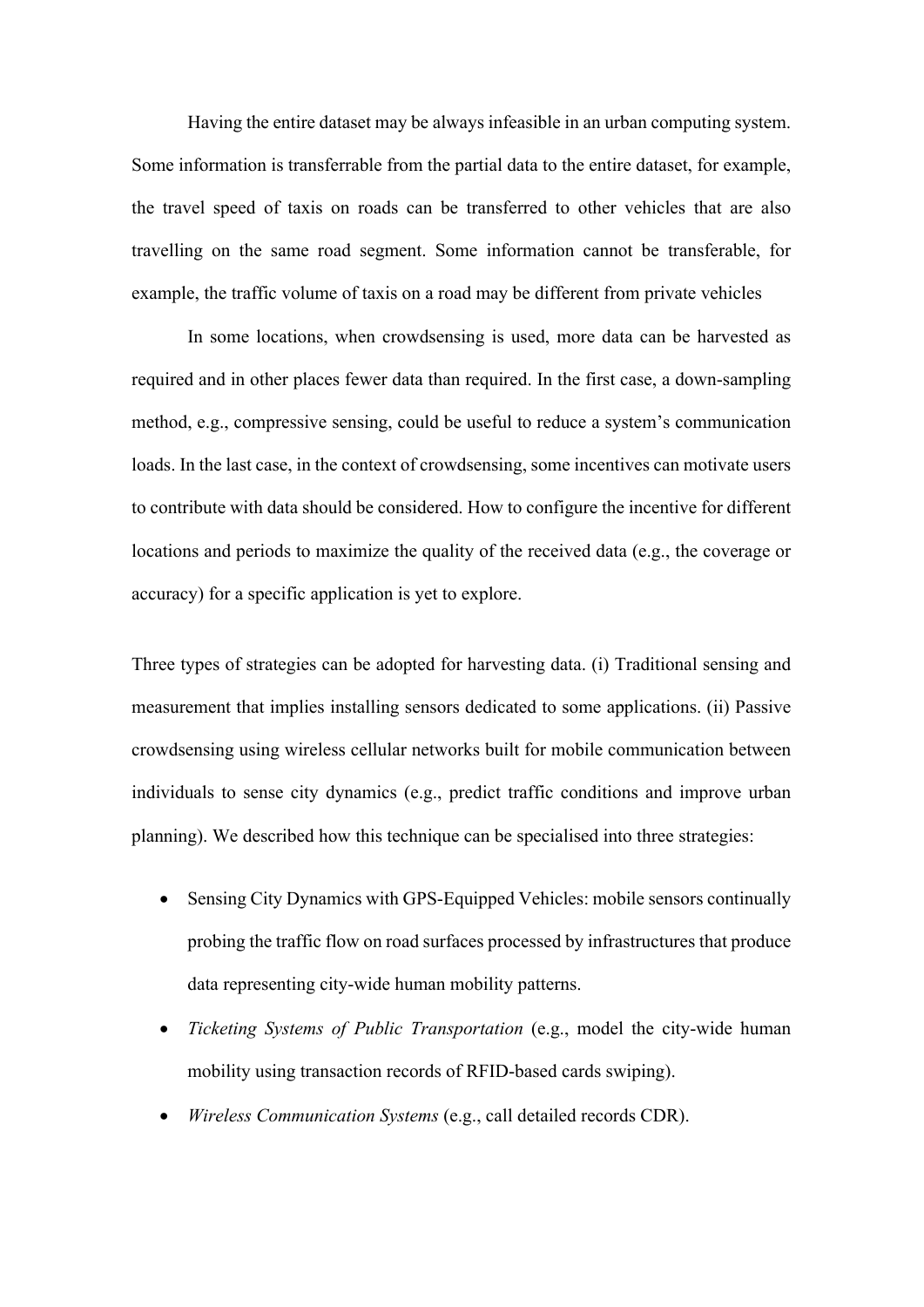Having the entire dataset may be always infeasible in an urban computing system. Some information is transferrable from the partial data to the entire dataset, for example, the travel speed of taxis on roads can be transferred to other vehicles that are also travelling on the same road segment. Some information cannot be transferable, for example, the traffic volume of taxis on a road may be different from private vehicles

In some locations, when crowdsensing is used, more data can be harvested as required and in other places fewer data than required. In the first case, a down-sampling method, e.g., compressive sensing, could be useful to reduce a system's communication loads. In the last case, in the context of crowdsensing, some incentives can motivate users to contribute with data should be considered. How to configure the incentive for different locations and periods to maximize the quality of the received data (e.g., the coverage or accuracy) for a specific application is yet to explore.

Three types of strategies can be adopted for harvesting data. (i) Traditional sensing and measurement that implies installing sensors dedicated to some applications. (ii) Passive crowdsensing using wireless cellular networks built for mobile communication between individuals to sense city dynamics (e.g., predict traffic conditions and improve urban planning). We described how this technique can be specialised into three strategies:

- Sensing City Dynamics with GPS-Equipped Vehicles: mobile sensors continually probing the traffic flow on road surfaces processed by infrastructures that produce data representing city-wide human mobility patterns.
- *Ticketing Systems of Public Transportation* (e.g., model the city-wide human mobility using transaction records of RFID-based cards swiping).
- *Wireless Communication Systems* (e.g., call detailed records CDR).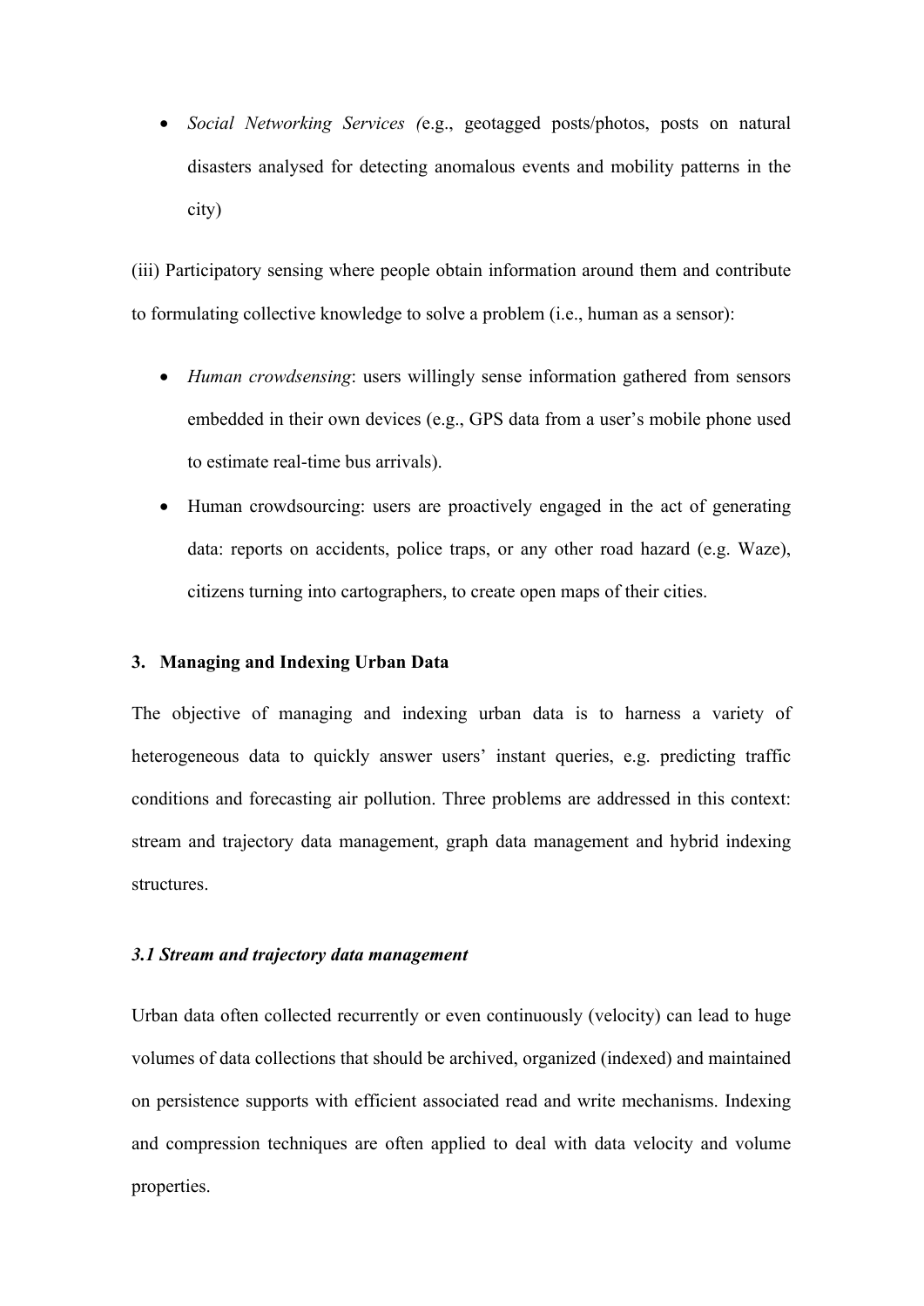- *Social Networking Services (*e.g., geotagged posts/photos, posts on natural disasters analysed for detecting anomalous events and mobility patterns in the city)

(iii) Participatory sensing where people obtain information around them and contribute to formulating collective knowledge to solve a problem (i.e., human as a sensor):

- *Human crowdsensing*: users willingly sense information gathered from sensors embedded in their own devices (e.g., GPS data from a user's mobile phone used to estimate real-time bus arrivals).
- Human crowdsourcing: users are proactively engaged in the act of generating data: reports on accidents, police traps, or any other road hazard (e.g. Waze), citizens turning into cartographers, to create open maps of their cities.

## 3. Managing and Indexing Urban Data

The objective of managing and indexing urban data is to harness a variety of heterogeneous data to quickly answer users' instant queries, e.g. predicting traffic conditions and forecasting air pollution. Three problems are addressed in this context: stream and trajectory data management, graph data management and hybrid indexing structures.

### *3.1 Stream and trajectory data management*

Urban data often collected recurrently or even continuously (velocity) can lead to huge volumes of data collections that should be archived, organized (indexed) and maintained on persistence supports with efficient associated read and write mechanisms. Indexing and compression techniques are often applied to deal with data velocity and volume properties.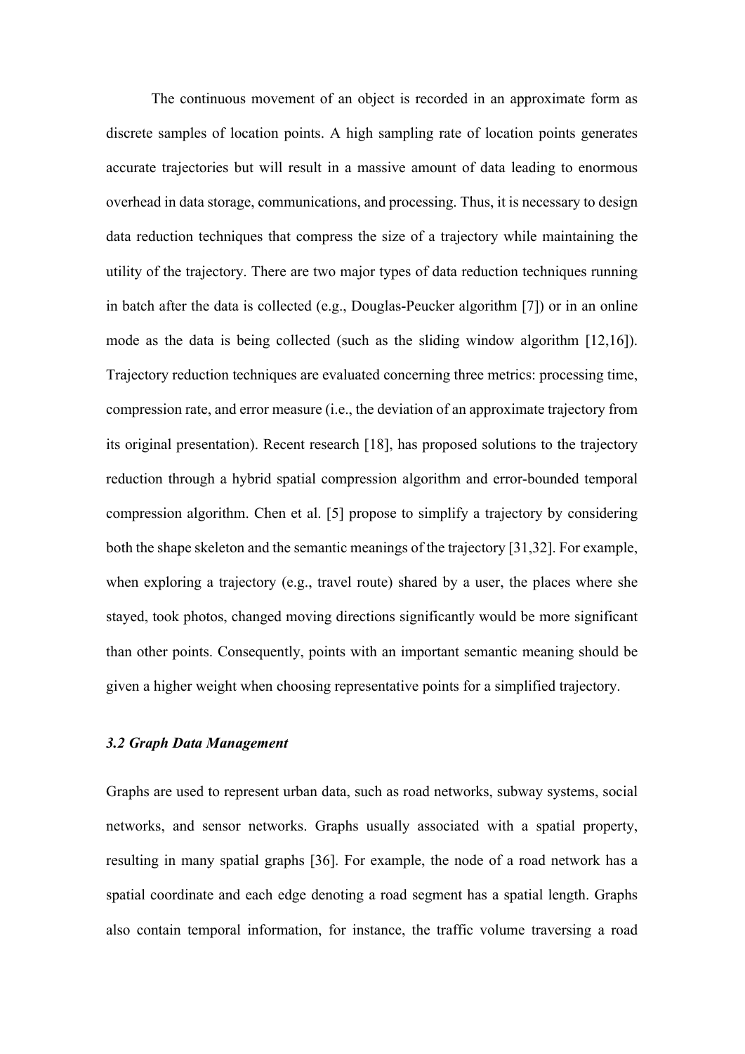The continuous movement of an object is recorded in an approximate form as discrete samples of location points. A high sampling rate of location points generates accurate trajectories but will result in a massive amount of data leading to enormous overhead in data storage, communications, and processing. Thus, it is necessary to design data reduction techniques that compress the size of a trajectory while maintaining the utility of the trajectory. There are two major types of data reduction techniques running in batch after the data is collected (e.g., Douglas-Peucker algorithm [7]) or in an online mode as the data is being collected (such as the sliding window algorithm [12,16]). Trajectory reduction techniques are evaluated concerning three metrics: processing time, compression rate, and error measure (i.e., the deviation of an approximate trajectory from its original presentation). Recent research [18], has proposed solutions to the trajectory reduction through a hybrid spatial compression algorithm and error-bounded temporal compression algorithm. Chen et al. [5] propose to simplify a trajectory by considering both the shape skeleton and the semantic meanings of the trajectory [31,32]. For example, when exploring a trajectory (e.g., travel route) shared by a user, the places where she stayed, took photos, changed moving directions significantly would be more significant than other points. Consequently, points with an important semantic meaning should be given a higher weight when choosing representative points for a simplified trajectory.

### *3.2 Graph Data Management*

Graphs are used to represent urban data, such as road networks, subway systems, social networks, and sensor networks. Graphs usually associated with a spatial property, resulting in many spatial graphs [36]. For example, the node of a road network has a spatial coordinate and each edge denoting a road segment has a spatial length. Graphs also contain temporal information, for instance, the traffic volume traversing a road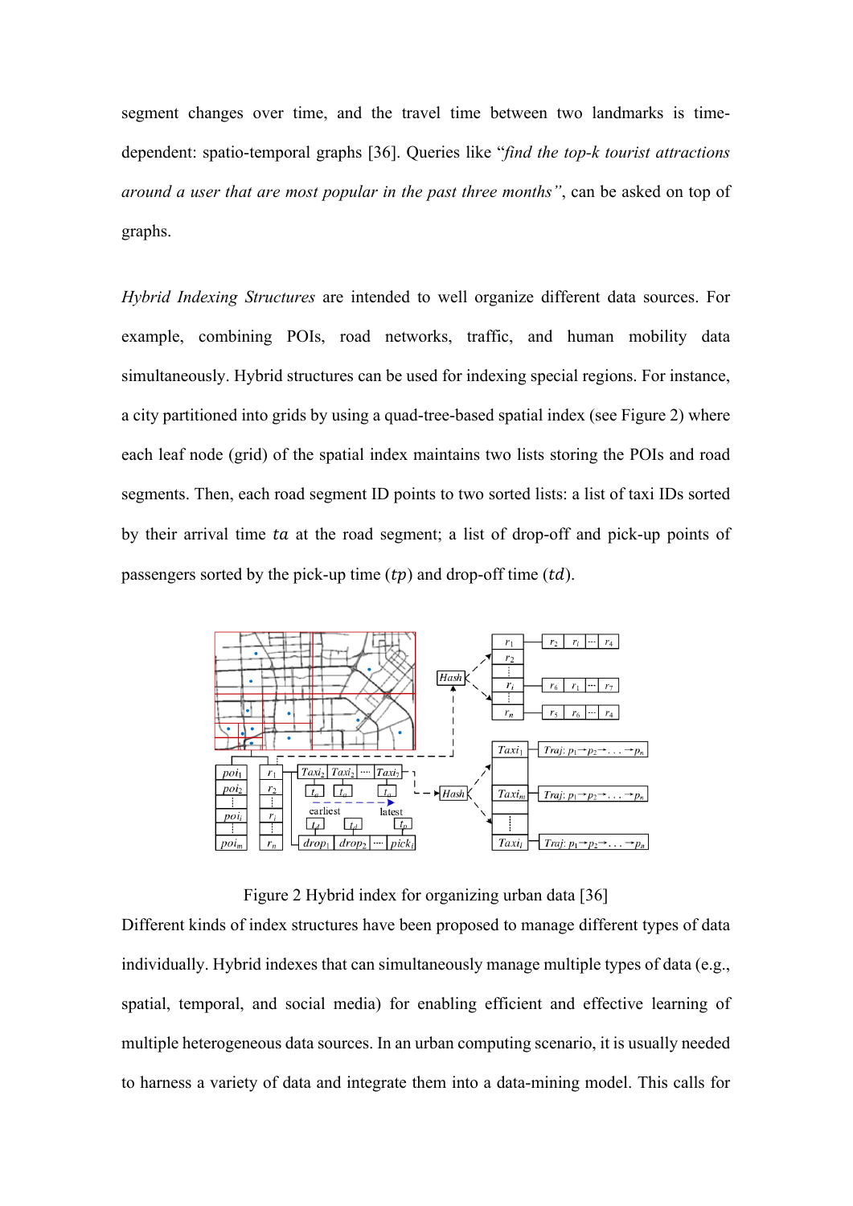segment changes over time, and the travel time between two landmarks is time-dependent: spatio-temporal graphs [36]. Queries like "*find the top-k tourist attractions around a user that are most popular in the past three months"*, can be asked on top of graphs.

*Hybrid Indexing Structures* are intended to well organize different data sources. For example, combining POIs, road networks, traffic, and human mobility data simultaneously. Hybrid structures can be used for indexing special regions. For instance, a city partitioned into grids by using a quad-tree-based spatial index (see Figure 2) where each leaf node (grid) of the spatial index maintains two lists storing the POIs and road segments. Then, each road segment ID points to two sorted lists: a list of taxi IDs sorted by their arrival time $ta$ at the road segment; a list of drop-off and pick-up points of passengers sorted by the pick-up time ($tp$) and drop-off time ($td$).

Figure 2 Hybrid index for organizing urban data [36]

Different kinds of index structures have been proposed to manage different types of data individually. Hybrid indexes that can simultaneously manage multiple types of data (e.g., spatial, temporal, and social media) for enabling efficient and effective learning of multiple heterogeneous data sources. In an urban computing scenario, it is usually needed to harness a variety of data and integrate them into a data-mining model. This calls for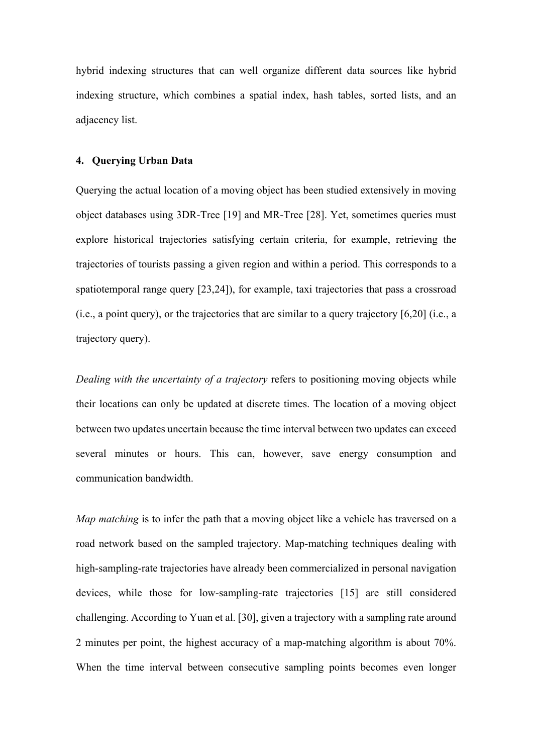hybrid indexing structures that can well organize different data sources like hybrid indexing structure, which combines a spatial index, hash tables, sorted lists, and an adjacency list.

## 4. Querying Urban Data

Querying the actual location of a moving object has been studied extensively in moving object databases using 3DR-Tree [19] and MR-Tree [28]. Yet, sometimes queries must explore historical trajectories satisfying certain criteria, for example, retrieving the trajectories of tourists passing a given region and within a period. This corresponds to a spatiotemporal range query [23,24]), for example, taxi trajectories that pass a crossroad (i.e., a point query), or the trajectories that are similar to a query trajectory [6,20] (i.e., a trajectory query).

*Dealing with the uncertainty of a trajectory* refers to positioning moving objects while their locations can only be updated at discrete times. The location of a moving object between two updates uncertain because the time interval between two updates can exceed several minutes or hours. This can, however, save energy consumption and communication bandwidth.

*Map matching* is to infer the path that a moving object like a vehicle has traversed on a road network based on the sampled trajectory. Map-matching techniques dealing with high-sampling-rate trajectories have already been commercialized in personal navigation devices, while those for low-sampling-rate trajectories [15] are still considered challenging. According to Yuan et al. [30], given a trajectory with a sampling rate around 2 minutes per point, the highest accuracy of a map-matching algorithm is about 70%. When the time interval between consecutive sampling points becomes even longer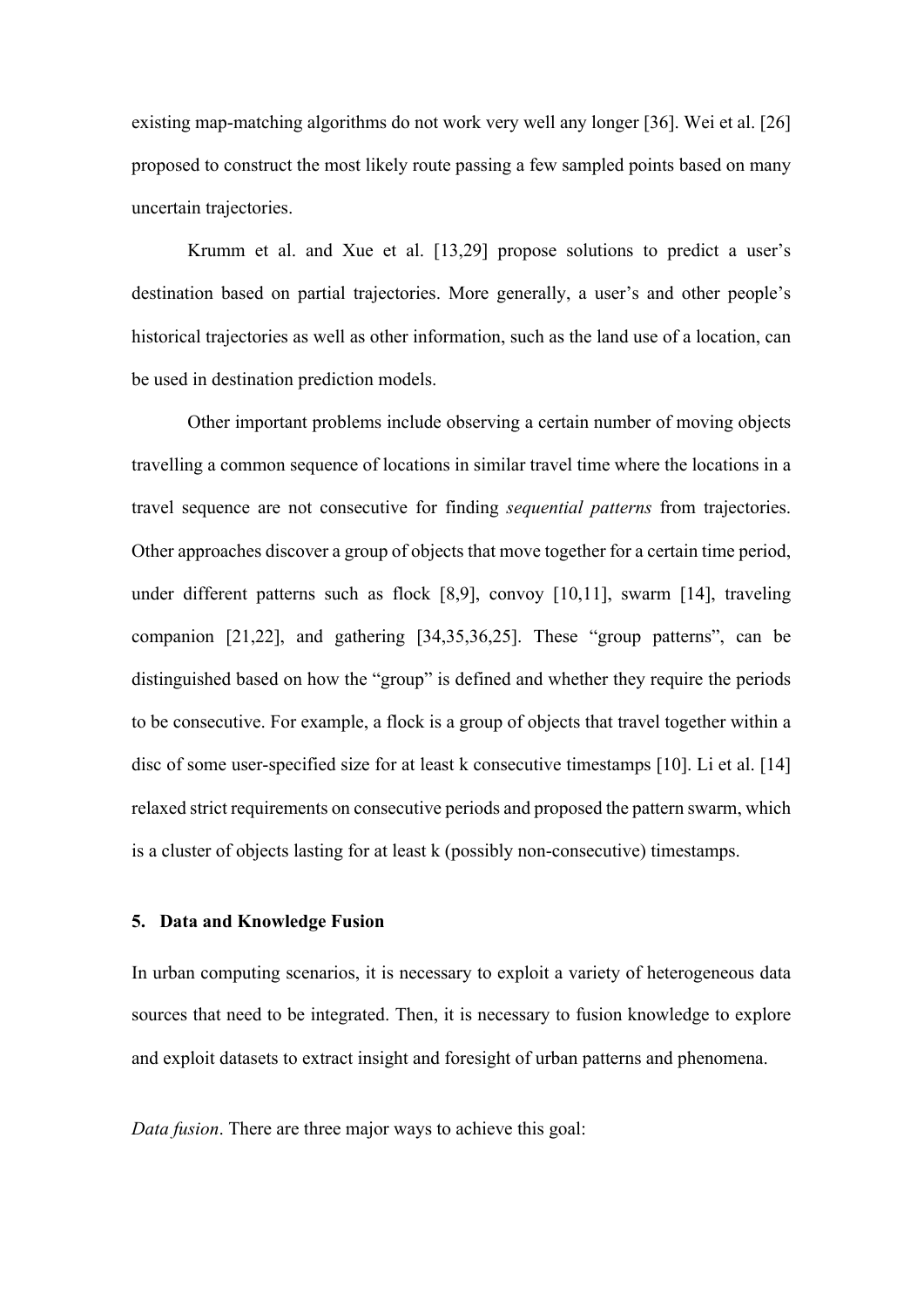existing map-matching algorithms do not work very well any longer [36]. Wei et al. [26] proposed to construct the most likely route passing a few sampled points based on many uncertain trajectories.

Krumm et al. and Xue et al. [13,29] propose solutions to predict a user's destination based on partial trajectories. More generally, a user's and other people's historical trajectories as well as other information, such as the land use of a location, can be used in destination prediction models.

Other important problems include observing a certain number of moving objects travelling a common sequence of locations in similar travel time where the locations in a travel sequence are not consecutive for finding *sequential patterns* from trajectories. Other approaches discover a group of objects that move together for a certain time period, under different patterns such as flock [8,9], convoy [10,11], swarm [14], traveling companion [21,22], and gathering [34,35,36,25]. These "group patterns", can be distinguished based on how the "group" is defined and whether they require the periods to be consecutive. For example, a flock is a group of objects that travel together within a disc of some user-specified size for at least k consecutive timestamps [10]. Li et al. [14] relaxed strict requirements on consecutive periods and proposed the pattern swarm, which is a cluster of objects lasting for at least k (possibly non-consecutive) timestamps.

## 5. Data and Knowledge Fusion

In urban computing scenarios, it is necessary to exploit a variety of heterogeneous data sources that need to be integrated. Then, it is necessary to fusion knowledge to explore and exploit datasets to extract insight and foresight of urban patterns and phenomena.

*Data fusion*. There are three major ways to achieve this goal: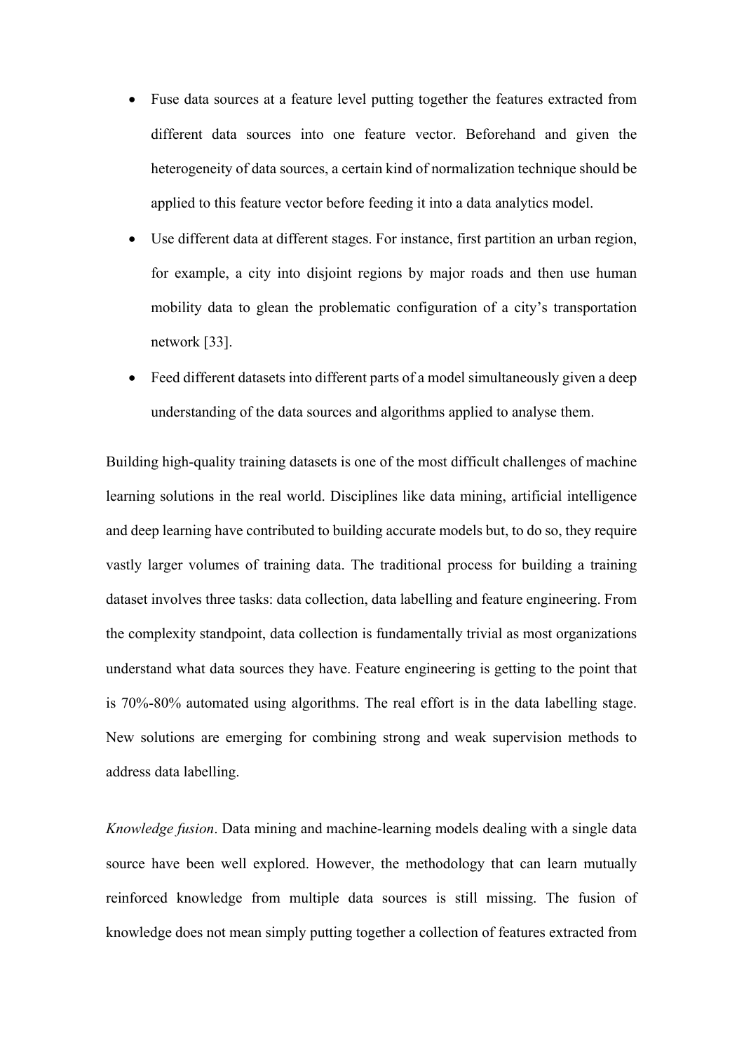- Fuse data sources at a feature level putting together the features extracted from different data sources into one feature vector. Beforehand and given the heterogeneity of data sources, a certain kind of normalization technique should be applied to this feature vector before feeding it into a data analytics model.
- Use different data at different stages. For instance, first partition an urban region, for example, a city into disjoint regions by major roads and then use human mobility data to glean the problematic configuration of a city's transportation network [33].
- Feed different datasets into different parts of a model simultaneously given a deep understanding of the data sources and algorithms applied to analyse them.

Building high-quality training datasets is one of the most difficult challenges of machine learning solutions in the real world. Disciplines like data mining, artificial intelligence and deep learning have contributed to building accurate models but, to do so, they require vastly larger volumes of training data. The traditional process for building a training dataset involves three tasks: data collection, data labelling and feature engineering. From the complexity standpoint, data collection is fundamentally trivial as most organizations understand what data sources they have. Feature engineering is getting to the point that is 70%-80% automated using algorithms. The real effort is in the data labelling stage. New solutions are emerging for combining strong and weak supervision methods to address data labelling.

*Knowledge fusion*. Data mining and machine-learning models dealing with a single data source have been well explored. However, the methodology that can learn mutually reinforced knowledge from multiple data sources is still missing. The fusion of knowledge does not mean simply putting together a collection of features extracted from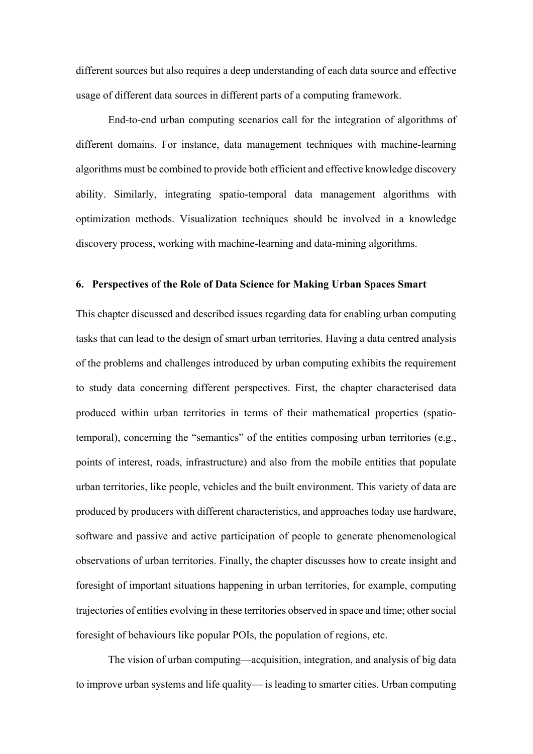different sources but also requires a deep understanding of each data source and effective usage of different data sources in different parts of a computing framework.

End-to-end urban computing scenarios call for the integration of algorithms of different domains. For instance, data management techniques with machine-learning algorithms must be combined to provide both efficient and effective knowledge discovery ability. Similarly, integrating spatio-temporal data management algorithms with optimization methods. Visualization techniques should be involved in a knowledge discovery process, working with machine-learning and data-mining algorithms.

## 6. Perspectives of the Role of Data Science for Making Urban Spaces Smart

This chapter discussed and described issues regarding data for enabling urban computing tasks that can lead to the design of smart urban territories. Having a data centred analysis of the problems and challenges introduced by urban computing exhibits the requirement to study data concerning different perspectives. First, the chapter characterised data produced within urban territories in terms of their mathematical properties (spatio-temporal), concerning the "semantics" of the entities composing urban territories (e.g., points of interest, roads, infrastructure) and also from the mobile entities that populate urban territories, like people, vehicles and the built environment. This variety of data are produced by producers with different characteristics, and approaches today use hardware, software and passive and active participation of people to generate phenomenological observations of urban territories. Finally, the chapter discusses how to create insight and foresight of important situations happening in urban territories, for example, computing trajectories of entities evolving in these territories observed in space and time; other social foresight of behaviours like popular POIs, the population of regions, etc.

The vision of urban computing—acquisition, integration, and analysis of big data to improve urban systems and life quality— is leading to smarter cities. Urban computing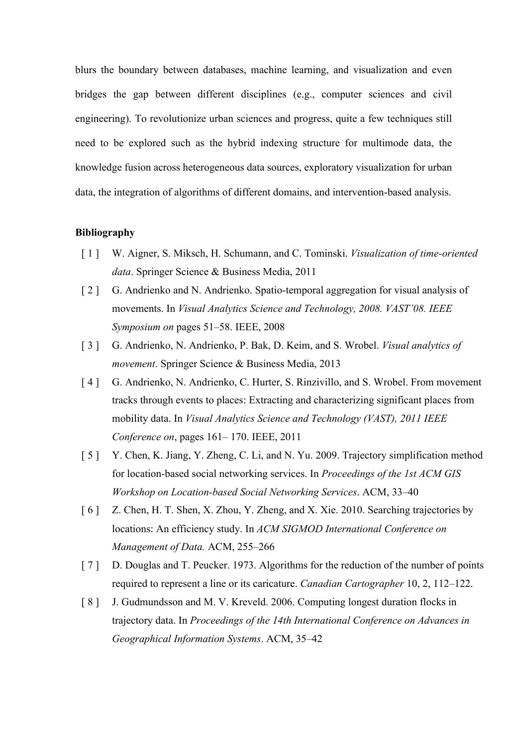blurs the boundary between databases, machine learning, and visualization and even bridges the gap between different disciplines (e.g., computer sciences and civil engineering). To revolutionize urban sciences and progress, quite a few techniques still need to be explored such as the hybrid indexing structure for multimode data, the knowledge fusion across heterogeneous data sources, exploratory visualization for urban data, the integration of algorithms of different domains, and intervention-based analysis.

**Bibliography**

[ 1 ] W. Aigner, S. Miksch, H. Schumann, and C. Tominski. *Visualization of time-oriented data*. Springer Science & Business Media, 2011

[ 2 ] G. Andrienko and N. Andrienko. Spatio-temporal aggregation for visual analysis of movements. In *Visual Analytics Science and Technology, 2008. VAST'08. IEEE Symposium on* pages 51–58. IEEE, 2008

[ 3 ] G. Andrienko, N. Andrienko, P. Bak, D. Keim, and S. Wrobel. *Visual analytics of movement*. Springer Science & Business Media, 2013

[ 4 ] G. Andrienko, N. Andrienko, C. Hurter, S. Rinzivillo, and S. Wrobel. From movement tracks through events to places: Extracting and characterizing significant places from mobility data. In *Visual Analytics Science and Technology (VAST), 2011 IEEE Conference on*, pages 161– 170. IEEE, 2011

[ 5 ] Y. Chen, K. Jiang, Y. Zheng, C. Li, and N. Yu. 2009. Trajectory simplification method for location-based social networking services. In *Proceedings of the 1st ACM GIS Workshop on Location-based Social Networking Services*. ACM, 33–40

[ 6 ] Z. Chen, H. T. Shen, X. Zhou, Y. Zheng, and X. Xie. 2010. Searching trajectories by locations: An efficiency study. In *ACM SIGMOD International Conference on Management of Data.* ACM, 255–266

[ 7 ] D. Douglas and T. Peucker. 1973. Algorithms for the reduction of the number of points required to represent a line or its caricature. *Canadian Cartographer* 10, 2, 112–122.

[ 8 ] J. Gudmundsson and M. V. Kreveld. 2006. Computing longest duration flocks in trajectory data. In *Proceedings of the 14th International Conference on Advances in Geographical Information Systems*. ACM, 35–42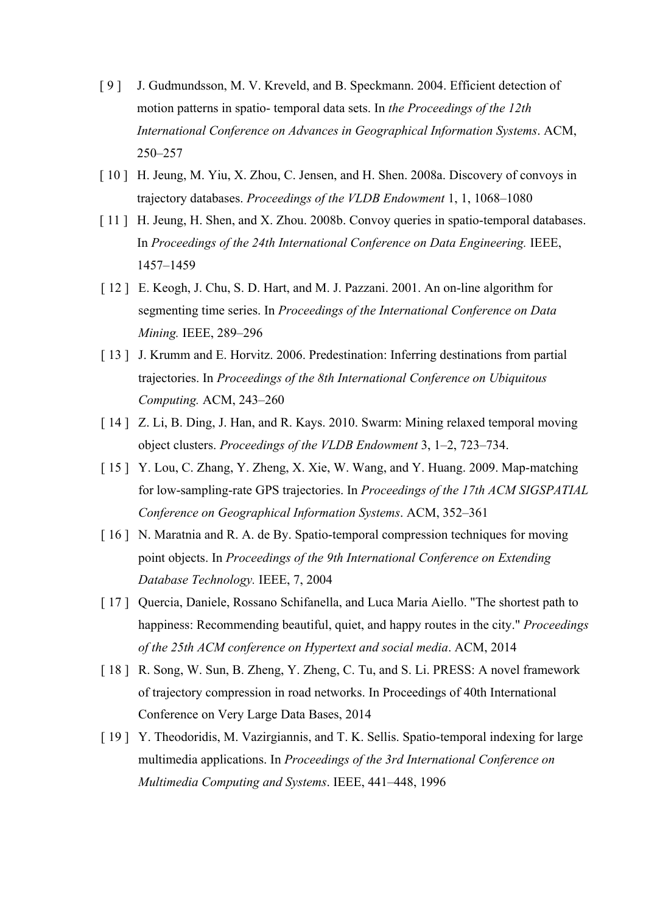[ 9 ] J. Gudmundsson, M. V. Kreveld, and B. Speckmann. 2004. Efficient detection of motion patterns in spatio- temporal data sets. In *the Proceedings of the 12th International Conference on Advances in Geographical Information Systems*. ACM, 250–257

[ 10 ] H. Jeung, M. Yiu, X. Zhou, C. Jensen, and H. Shen. 2008a. Discovery of convoys in trajectory databases. *Proceedings of the VLDB Endowment* 1, 1, 1068–1080

[ 11 ] H. Jeung, H. Shen, and X. Zhou. 2008b. Convoy queries in spatio-temporal databases. In *Proceedings of the 24th International Conference on Data Engineering.* IEEE, 1457–1459

[ 12 ] E. Keogh, J. Chu, S. D. Hart, and M. J. Pazzani. 2001. An on-line algorithm for segmenting time series. In *Proceedings of the International Conference on Data Mining.* IEEE, 289–296

[ 13 ] J. Krumm and E. Horvitz. 2006. Predestination: Inferring destinations from partial trajectories. In *Proceedings of the 8th International Conference on Ubiquitous Computing.* ACM, 243–260

[ 14 ] Z. Li, B. Ding, J. Han, and R. Kays. 2010. Swarm: Mining relaxed temporal moving object clusters. *Proceedings of the VLDB Endowment* 3, 1–2, 723–734.

[ 15 ] Y. Lou, C. Zhang, Y. Zheng, X. Xie, W. Wang, and Y. Huang. 2009. Map-matching for low-sampling-rate GPS trajectories. In *Proceedings of the 17th ACM SIGSPATIAL Conference on Geographical Information Systems*. ACM, 352–361

[ 16 ] N. Maratnia and R. A. de By. Spatio-temporal compression techniques for moving point objects. In *Proceedings of the 9th International Conference on Extending Database Technology.* IEEE, 7, 2004

[ 17 ] Quercia, Daniele, Rossano Schifanella, and Luca Maria Aiello. "The shortest path to happiness: Recommending beautiful, quiet, and happy routes in the city." *Proceedings of the 25th ACM conference on Hypertext and social media*. ACM, 2014

[ 18 ] R. Song, W. Sun, B. Zheng, Y. Zheng, C. Tu, and S. Li. PRESS: A novel framework of trajectory compression in road networks. In Proceedings of 40th International Conference on Very Large Data Bases, 2014

[ 19 ] Y. Theodoridis, M. Vazirgiannis, and T. K. Sellis. Spatio-temporal indexing for large multimedia applications. In *Proceedings of the 3rd International Conference on Multimedia Computing and Systems*. IEEE, 441–448, 1996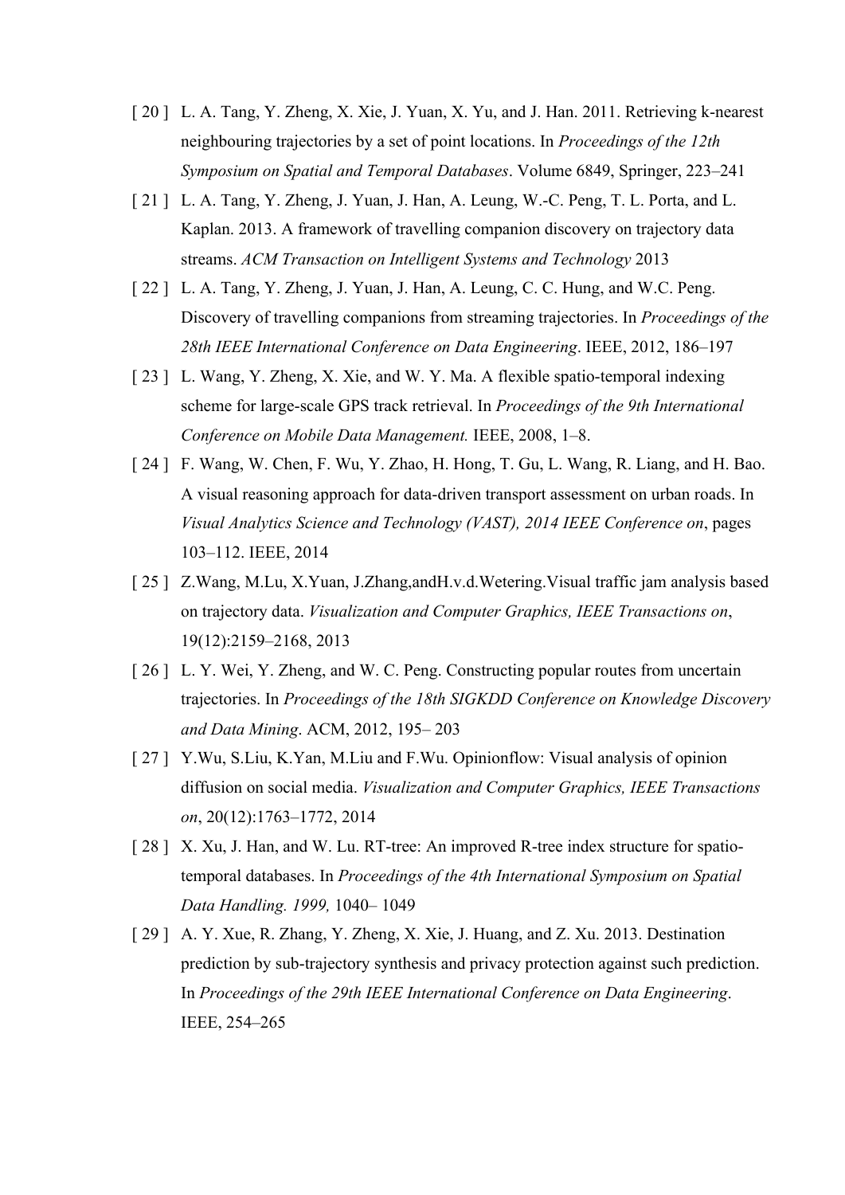[ 20 ] L. A. Tang, Y. Zheng, X. Xie, J. Yuan, X. Yu, and J. Han. 2011. Retrieving k-nearest neighbouring trajectories by a set of point locations. In *Proceedings of the 12th Symposium on Spatial and Temporal Databases*. Volume 6849, Springer, 223–241

[ 21 ] L. A. Tang, Y. Zheng, J. Yuan, J. Han, A. Leung, W.-C. Peng, T. L. Porta, and L. Kaplan. 2013. A framework of travelling companion discovery on trajectory data streams. *ACM Transaction on Intelligent Systems and Technology* 2013

[ 22 ] L. A. Tang, Y. Zheng, J. Yuan, J. Han, A. Leung, C. C. Hung, and W.C. Peng. Discovery of travelling companions from streaming trajectories. In *Proceedings of the 28th IEEE International Conference on Data Engineering*. IEEE, 2012, 186–197

[ 23 ] L. Wang, Y. Zheng, X. Xie, and W. Y. Ma. A flexible spatio-temporal indexing scheme for large-scale GPS track retrieval. In *Proceedings of the 9th International Conference on Mobile Data Management.* IEEE, 2008, 1–8.

[ 24 ] F. Wang, W. Chen, F. Wu, Y. Zhao, H. Hong, T. Gu, L. Wang, R. Liang, and H. Bao. A visual reasoning approach for data-driven transport assessment on urban roads. In *Visual Analytics Science and Technology (VAST), 2014 IEEE Conference on*, pages 103–112. IEEE, 2014

[ 25 ] Z.Wang, M.Lu, X.Yuan, J.Zhang,andH.v.d.Wetering.Visual traffic jam analysis based on trajectory data. *Visualization and Computer Graphics, IEEE Transactions on*, 19(12):2159–2168, 2013

[ 26 ] L. Y. Wei, Y. Zheng, and W. C. Peng. Constructing popular routes from uncertain trajectories. In *Proceedings of the 18th SIGKDD Conference on Knowledge Discovery and Data Mining*. ACM, 2012, 195– 203

[ 27 ] Y.Wu, S.Liu, K.Yan, M.Liu and F.Wu. Opinionflow: Visual analysis of opinion diffusion on social media. *Visualization and Computer Graphics, IEEE Transactions on*, 20(12):1763–1772, 2014

[ 28 ] X. Xu, J. Han, and W. Lu. RT-tree: An improved R-tree index structure for spatio-temporal databases. In *Proceedings of the 4th International Symposium on Spatial Data Handling. 1999,* 1040– 1049

[ 29 ] A. Y. Xue, R. Zhang, Y. Zheng, X. Xie, J. Huang, and Z. Xu. 2013. Destination prediction by sub-trajectory synthesis and privacy protection against such prediction. In *Proceedings of the 29th IEEE International Conference on Data Engineering*. IEEE, 254–265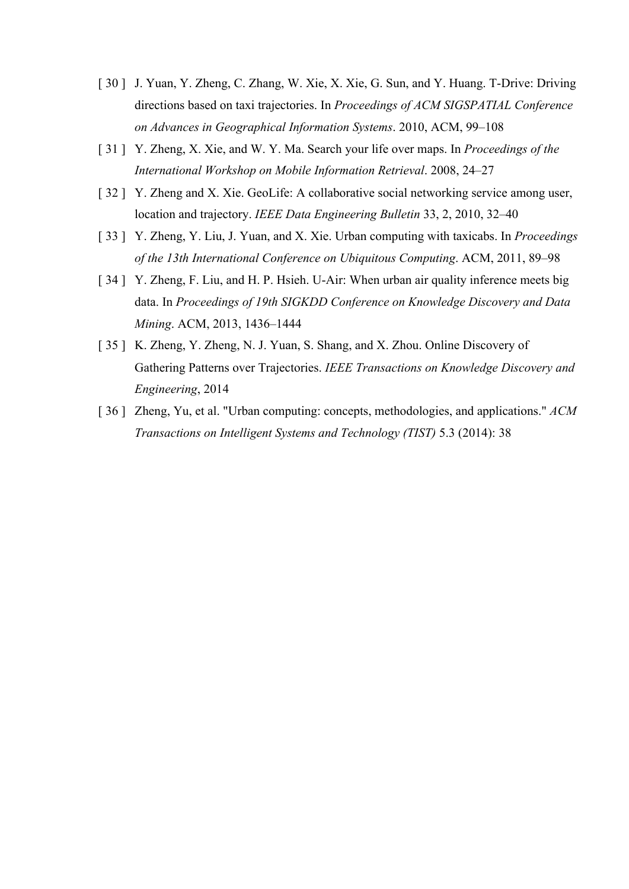[ 30 ] J. Yuan, Y. Zheng, C. Zhang, W. Xie, X. Xie, G. Sun, and Y. Huang. T-Drive: Driving directions based on taxi trajectories. In *Proceedings of ACM SIGSPATIAL Conference on Advances in Geographical Information Systems*. 2010, ACM, 99–108

[ 31 ] Y. Zheng, X. Xie, and W. Y. Ma. Search your life over maps. In *Proceedings of the International Workshop on Mobile Information Retrieval*. 2008, 24–27

[ 32 ] Y. Zheng and X. Xie. GeoLife: A collaborative social networking service among user, location and trajectory. *IEEE Data Engineering Bulletin* 33, 2, 2010, 32–40

[ 33 ] Y. Zheng, Y. Liu, J. Yuan, and X. Xie. Urban computing with taxicabs. In *Proceedings of the 13th International Conference on Ubiquitous Computing*. ACM, 2011, 89–98

[ 34 ] Y. Zheng, F. Liu, and H. P. Hsieh. U-Air: When urban air quality inference meets big data. In *Proceedings of 19th SIGKDD Conference on Knowledge Discovery and Data Mining*. ACM, 2013, 1436–1444

[ 35 ] K. Zheng, Y. Zheng, N. J. Yuan, S. Shang, and X. Zhou. Online Discovery of Gathering Patterns over Trajectories. *IEEE Transactions on Knowledge Discovery and Engineering*, 2014

[ 36 ] Zheng, Yu, et al. "Urban computing: concepts, methodologies, and applications." *ACM Transactions on Intelligent Systems and Technology (TIST)* 5.3 (2014): 38